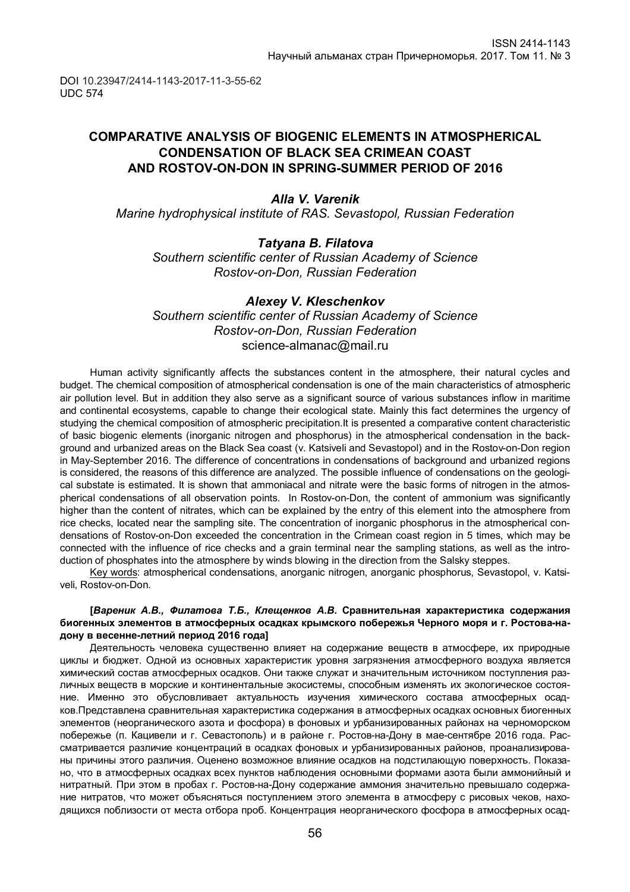DOI 10.23947/2414-1143-2017-11-3-55-62
UDC 574

# COMPARATIVE ANALYSIS OF BIOGENIC ELEMENTS IN ATMOSPHERICAL CONDENSATION OF BLACK SEA CRIMEAN COAST AND ROSTOV-ON-DON IN SPRING-SUMMER PERIOD OF 2016

***Alla V. Varenik***
*Marine hydrophysical institute of RAS. Sevastopol, Russian Federation*

***Tatyana B. Filatova***
*Southern scientific center of Russian Academy of Science*
*Rostov-on-Don, Russian Federation*

***Alexey V. Kleschenkov***
*Southern scientific center of Russian Academy of Science*
*Rostov-on-Don, Russian Federation*
science-almanac@mail.ru

Human activity significantly affects the substances content in the atmosphere, their natural cycles and budget. The chemical composition of atmospherical condensation is one of the main characteristics of atmospheric air pollution level. But in addition they also serve as a significant source of various substances inflow in maritime and continental ecosystems, capable to change their ecological state. Mainly this fact determines the urgency of studying the chemical composition of atmospheric precipitation.It is presented a comparative content characteristic of basic biogenic elements (inorganic nitrogen and phosphorus) in the atmospherical condensation in the background and urbanized areas on the Black Sea coast (v. Katsiveli and Sevastopol) and in the Rostov-on-Don region in May-September 2016. The difference of concentrations in condensations of background and urbanized regions is considered, the reasons of this difference are analyzed. The possible influence of condensations on the geological substate is estimated. It is shown that ammoniacal and nitrate were the basic forms of nitrogen in the atmospherical condensations of all observation points. In Rostov-on-Don, the content of ammonium was significantly higher than the content of nitrates, which can be explained by the entry of this element into the atmosphere from rice checks, located near the sampling site. The concentration of inorganic phosphorus in the atmospherical condensations of Rostov-on-Don exceeded the concentration in the Crimean coast region in 5 times, which may be connected with the influence of rice checks and a grain terminal near the sampling stations, as well as the introduction of phosphates into the atmosphere by winds blowing in the direction from the Salsky steppes.

Key words: atmospherical condensations, anorganic nitrogen, anorganic phosphorus, Sevastopol, v. Katsiveli, Rostov-on-Don.

**[*Вареник А.В., Филатова Т.Б., Клещенков А.В.* Сравнительная характеристика содержания биогенных элементов в атмосферных осадках крымского побережья Черного моря и г. Ростова-на-дону в весенне-летний период 2016 года]**

Деятельность человека существенно влияет на содержание веществ в атмосфере, их природные циклы и бюджет. Одной из основных характеристик уровня загрязнения атмосферного воздуха является химический состав атмосферных осадков. Они также служат и значительным источником поступления различных веществ в морские и континентальные экосистемы, способным изменять их экологическое состояние. Именно это обусловливает актуальность изучения химического состава атмосферных осадков.Представлена сравнительная характеристика содержания в атмосферных осадках основных биогенных элементов (неорганического азота и фосфора) в фоновых и урбанизированных районах на черноморском побережье (п. Кацивели и г. Севастополь) и в районе г. Ростов-на-Дону в мае-сентябре 2016 года. Рассматривается различие концентраций в осадках фоновых и урбанизированных районов, проанализированы причины этого различия. Оценено возможное влияние осадков на подстилающую поверхность. Показано, что в атмосферных осадках всех пунктов наблюдения основными формами азота были аммонийный и нитратный. При этом в пробах г. Ростов-на-Дону содержание аммония значительно превышало содержание нитратов, что может объясняться поступлением этого элемента в атмосферу с рисовых чеков, находящихся поблизости от места отбора проб. Концентрация неорганического фосфора в атмосферных осад-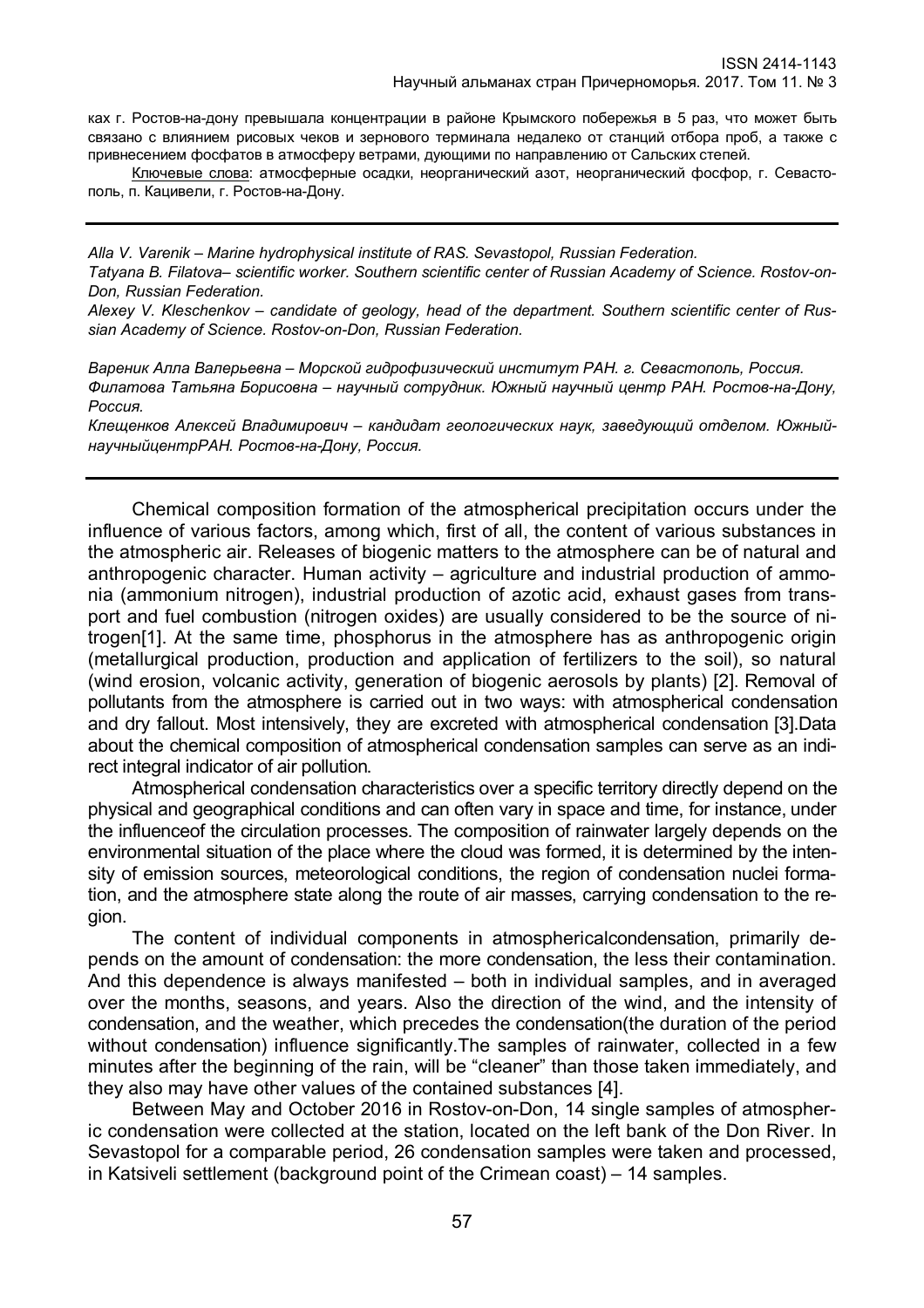ках г. Ростов-на-дону превышала концентрации в районе Крымского побережья в 5 раз, что может быть связано с влиянием рисовых чеков и зернового терминала недалеко от станций отбора проб, а также с привнесением фосфатов в атмосферу ветрами, дующими по направлению от Сальских степей.

Ключевые слова: атмосферные осадки, неорганический азот, неорганический фосфор, г. Севастополь, п. Кацивели, г. Ростов-на-Дону.

---

*Alla V. Varenik – Marine hydrophysical institute of RAS. Sevastopol, Russian Federation.*
*Tatyana B. Filatova– scientific worker. Southern scientific center of Russian Academy of Science. Rostov-on-Don, Russian Federation.*
*Alexey V. Kleschenkov – candidate of geology, head of the department. Southern scientific center of Russian Academy of Science. Rostov-on-Don, Russian Federation.*

*Вареник Алла Валерьевна – Морской гидрофизический институт РАН. г. Севастополь, Россия.*
*Филатова Татьяна Борисовна – научный сотрудник. Южный научный центр РАН. Ростов-на-Дону, Россия.*
*Клещенков Алексей Владимирович – кандидат геологических наук, заведующий отделом. Южный-научныйцентрРАН. Ростов-на-Дону, Россия.*

---

Chemical composition formation of the atmospherical precipitation occurs under the influence of various factors, among which, first of all, the content of various substances in the atmospheric air. Releases of biogenic matters to the atmosphere can be of natural and anthropogenic character. Human activity – agriculture and industrial production of ammonia (ammonium nitrogen), industrial production of azotic acid, exhaust gases from transport and fuel combustion (nitrogen oxides) are usually considered to be the source of nitrogen[1]. At the same time, phosphorus in the atmosphere has as anthropogenic origin (metallurgical production, production and application of fertilizers to the soil), so natural (wind erosion, volcanic activity, generation of biogenic aerosols by plants) [2]. Removal of pollutants from the atmosphere is carried out in two ways: with atmospherical condensation and dry fallout. Most intensively, they are excreted with atmospherical condensation [3].Data about the chemical composition of atmospherical condensation samples can serve as an indirect integral indicator of air pollution.

Atmospherical condensation characteristics over a specific territory directly depend on the physical and geographical conditions and can often vary in space and time, for instance, under the influenceof the circulation processes. The composition of rainwater largely depends on the environmental situation of the place where the cloud was formed, it is determined by the intensity of emission sources, meteorological conditions, the region of condensation nuclei formation, and the atmosphere state along the route of air masses, carrying condensation to the region.

The content of individual components in atmosphericalcondensation, primarily depends on the amount of condensation: the more condensation, the less their contamination. And this dependence is always manifested – both in individual samples, and in averaged over the months, seasons, and years. Also the direction of the wind, and the intensity of condensation, and the weather, which precedes the condensation(the duration of the period without condensation) influence significantly.The samples of rainwater, collected in a few minutes after the beginning of the rain, will be “cleaner” than those taken immediately, and they also may have other values of the contained substances [4].

Between May and October 2016 in Rostov-on-Don, 14 single samples of atmospheric condensation were collected at the station, located on the left bank of the Don River. In Sevastopol for a comparable period, 26 condensation samples were taken and processed, in Katsiveli settlement (background point of the Crimean coast) – 14 samples.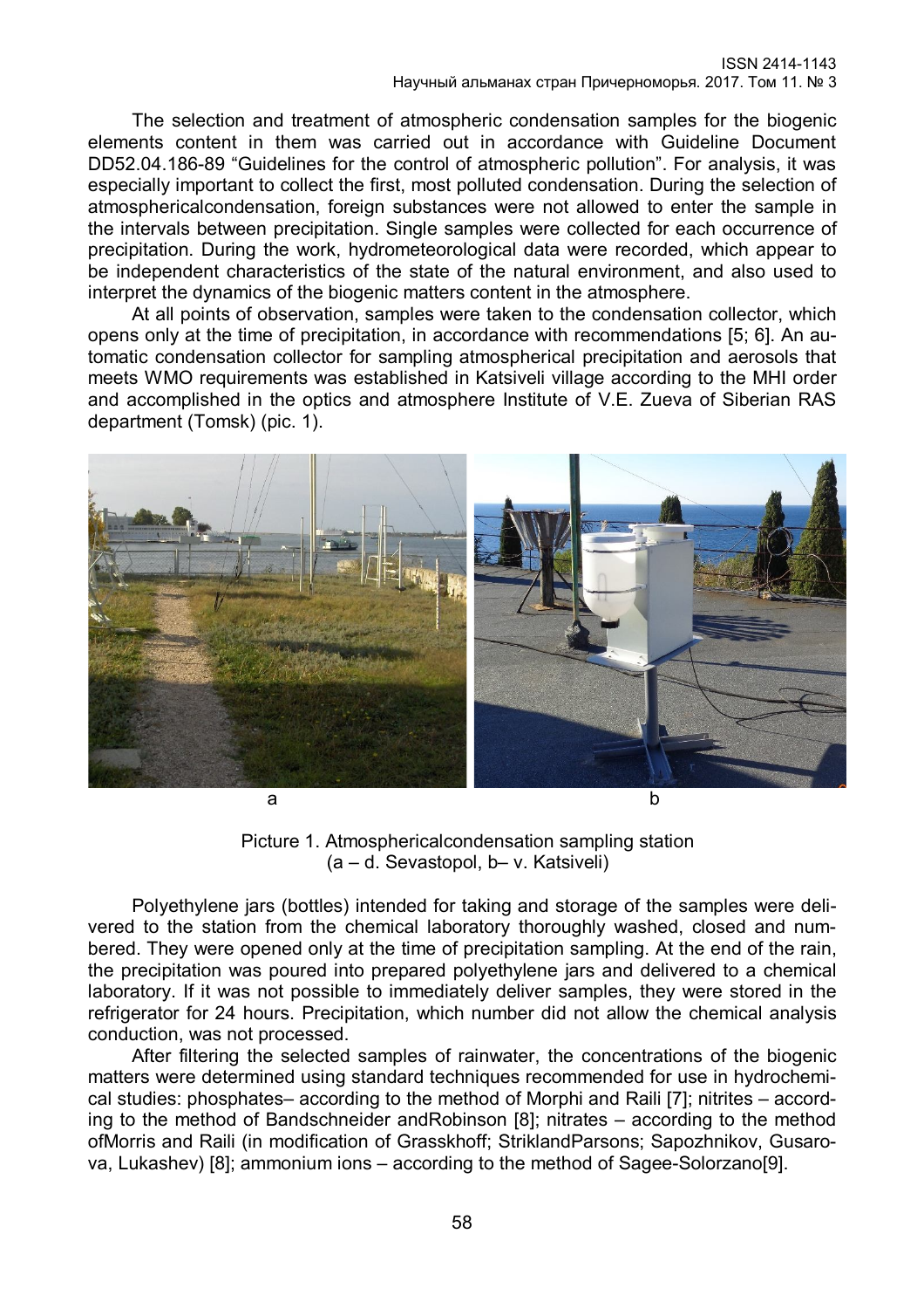The selection and treatment of atmospheric condensation samples for the biogenic elements content in them was carried out in accordance with Guideline Document DD52.04.186-89 "Guidelines for the control of atmospheric pollution". For analysis, it was especially important to collect the first, most polluted condensation. During the selection of atmosphericalcondensation, foreign substances were not allowed to enter the sample in the intervals between precipitation. Single samples were collected for each occurrence of precipitation. During the work, hydrometeorological data were recorded, which appear to be independent characteristics of the state of the natural environment, and also used to interpret the dynamics of the biogenic matters content in the atmosphere.

At all points of observation, samples were taken to the condensation collector, which opens only at the time of precipitation, in accordance with recommendations [5; 6]. An automatic condensation collector for sampling atmospherical precipitation and aerosols that meets WMO requirements was established in Katsiveli village according to the MHI order and accomplished in the optics and atmosphere Institute of V.E. Zueva of Siberian RAS department (Tomsk) (pic. 1).

a b

Picture 1. Atmosphericalcondensation sampling station
(a – d. Sevastopol, b– v. Katsiveli)

Polyethylene jars (bottles) intended for taking and storage of the samples were delivered to the station from the chemical laboratory thoroughly washed, closed and numbered. They were opened only at the time of precipitation sampling. At the end of the rain, the precipitation was poured into prepared polyethylene jars and delivered to a chemical laboratory. If it was not possible to immediately deliver samples, they were stored in the refrigerator for 24 hours. Precipitation, which number did not allow the chemical analysis conduction, was not processed.

After filtering the selected samples of rainwater, the concentrations of the biogenic matters were determined using standard techniques recommended for use in hydrochemical studies: phosphates– according to the method of Morphi and Raili [7]; nitrites – according to the method of Bandschneider andRobinson [8]; nitrates – according to the method ofMorris and Raili (in modification of Grasskhoff; StriklandParsons; Sapozhnikov, Gusarova, Lukashev) [8]; ammonium ions – according to the method of Sagee-Solorzano[9].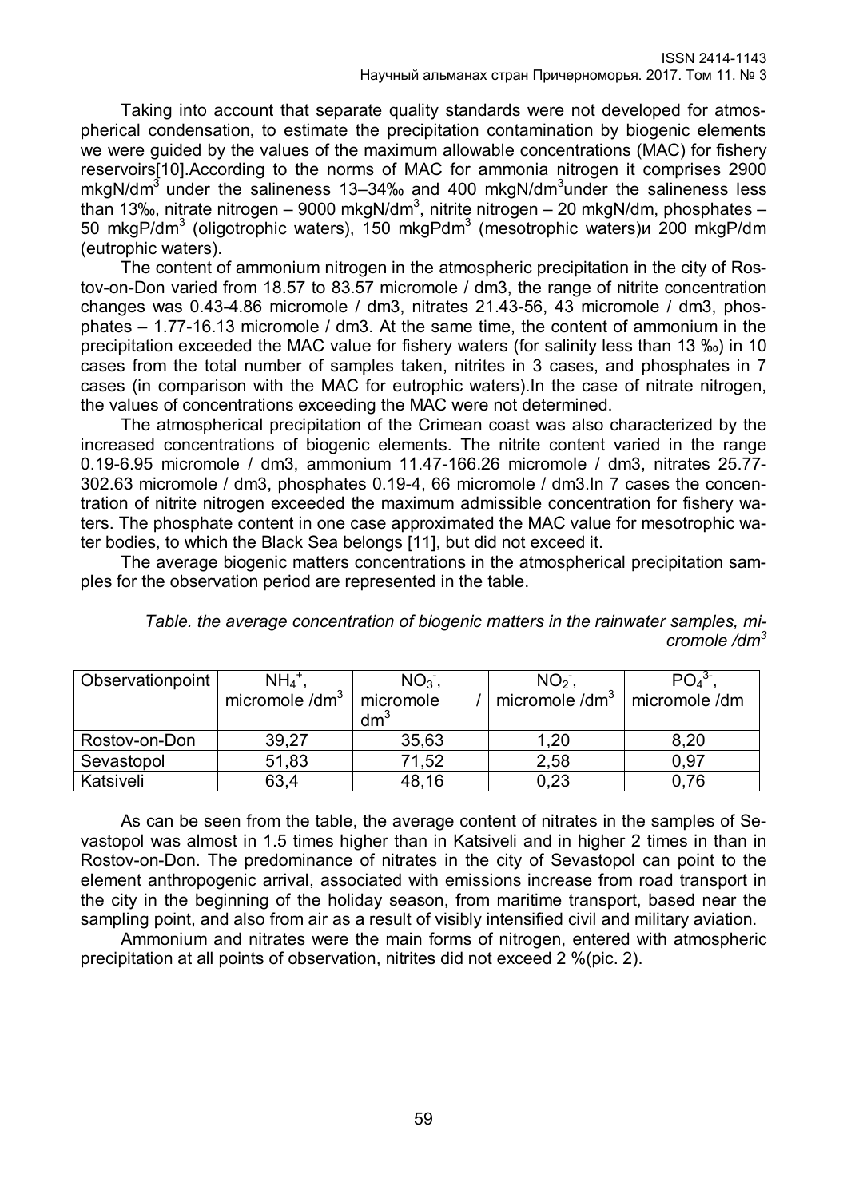Taking into account that separate quality standards were not developed for atmospherical condensation, to estimate the precipitation contamination by biogenic elements we were guided by the values of the maximum allowable concentrations (MAC) for fishery reservoirs[10].According to the norms of MAC for ammonia nitrogen it comprises 2900 mkgN/dm$^3$ under the salineness 13–34‰ and 400 mkgN/dm$^3$under the salineness less than 13‰, nitrate nitrogen – 9000 mkgN/dm$^3$, nitrite nitrogen – 20 mkgN/dm, phosphates – 50 mkgP/dm$^3$ (oligotrophic waters), 150 mkgPdm$^3$ (mesotrophic waters)и 200 mkgP/dm (eutrophic waters).

The content of ammonium nitrogen in the atmospheric precipitation in the city of Rostov-on-Don varied from 18.57 to 83.57 micromole / dm3, the range of nitrite concentration changes was 0.43-4.86 micromole / dm3, nitrates 21.43-56, 43 micromole / dm3, phosphates – 1.77-16.13 micromole / dm3. At the same time, the content of ammonium in the precipitation exceeded the MAC value for fishery waters (for salinity less than 13 ‰) in 10 cases from the total number of samples taken, nitrites in 3 cases, and phosphates in 7 cases (in comparison with the MAC for eutrophic waters).In the case of nitrate nitrogen, the values of concentrations exceeding the MAC were not determined.

The atmospherical precipitation of the Crimean coast was also characterized by the increased concentrations of biogenic elements. The nitrite content varied in the range 0.19-6.95 micromole / dm3, ammonium 11.47-166.26 micromole / dm3, nitrates 25.77-302.63 micromole / dm3, phosphates 0.19-4, 66 micromole / dm3.In 7 cases the concentration of nitrite nitrogen exceeded the maximum admissible concentration for fishery waters. The phosphate content in one case approximated the MAC value for mesotrophic water bodies, to which the Black Sea belongs [11], but did not exceed it.

The average biogenic matters concentrations in the atmospherical precipitation samples for the observation period are represented in the table.

*Table. the average concentration of biogenic matters in the rainwater samples, micromole /dm$^3$*

| Observationpoint | $NH_4^+$, micromole /dm$^3$ | $NO_3^-$, micromole / dm$^3$ | $NO_2^-$, micromole /dm$^3$ | $PO_4^{3-}$, micromole /dm |
|---|---|---|---|---|
| Rostov-on-Don | 39,27 | 35,63 | 1,20 | 8,20 |
| Sevastopol | 51,83 | 71,52 | 2,58 | 0,97 |
| Katsiveli | 63,4 | 48,16 | 0,23 | 0,76 |

As can be seen from the table, the average content of nitrates in the samples of Sevastopol was almost in 1.5 times higher than in Katsiveli and in higher 2 times in than in Rostov-on-Don. The predominance of nitrates in the city of Sevastopol can point to the element anthropogenic arrival, associated with emissions increase from road transport in the city in the beginning of the holiday season, from maritime transport, based near the sampling point, and also from air as a result of visibly intensified civil and military aviation.

Ammonium and nitrates were the main forms of nitrogen, entered with atmospheric precipitation at all points of observation, nitrites did not exceed 2 %(pic. 2).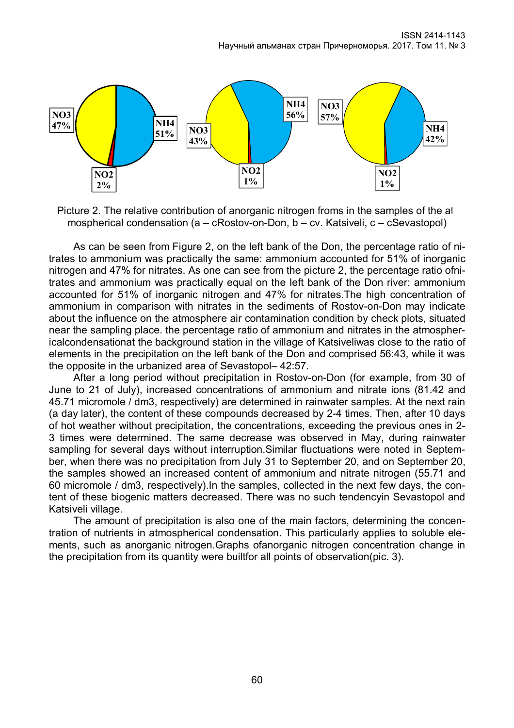Picture 2. The relative contribution of anorganic nitrogen froms in the samples of the atmospherical condensation (a – cRostov-on-Don, b – cv. Katsiveli, c – cSevastopol)

As can be seen from Figure 2, on the left bank of the Don, the percentage ratio of nitrates to ammonium was practically the same: ammonium accounted for 51% of inorganic nitrogen and 47% for nitrates. As one can see from the picture 2, the percentage ratio ofnitrates and ammonium was practically equal on the left bank of the Don river: ammonium accounted for 51% of inorganic nitrogen and 47% for nitrates.The high concentration of ammonium in comparison with nitrates in the sediments of Rostov-on-Don may indicate about the influence on the atmosphere air contamination condition by check plots, situated near the sampling place. the percentage ratio of ammonium and nitrates in the atmosphericalcondensationat the background station in the village of Katsiveliwas close to the ratio of elements in the precipitation on the left bank of the Don and comprised 56:43, while it was the opposite in the urbanized area of Sevastopol– 42:57.

After a long period without precipitation in Rostov-on-Don (for example, from 30 of June to 21 of July), increased concentrations of ammonium and nitrate ions (81.42 and 45.71 micromole / dm3, respectively) are determined in rainwater samples. At the next rain (a day later), the content of these compounds decreased by 2-4 times. Then, after 10 days of hot weather without precipitation, the concentrations, exceeding the previous ones in 2-3 times were determined. The same decrease was observed in May, during rainwater sampling for several days without interruption.Similar fluctuations were noted in September, when there was no precipitation from July 31 to September 20, and on September 20, the samples showed an increased content of ammonium and nitrate nitrogen (55.71 and 60 micromole / dm3, respectively).In the samples, collected in the next few days, the content of these biogenic matters decreased. There was no such tendencyin Sevastopol and Katsiveli village.

The amount of precipitation is also one of the main factors, determining the concentration of nutrients in atmospherical condensation. This particularly applies to soluble elements, such as anorganic nitrogen.Graphs ofanorganic nitrogen concentration change in the precipitation from its quantity were builtfor all points of observation(pic. 3).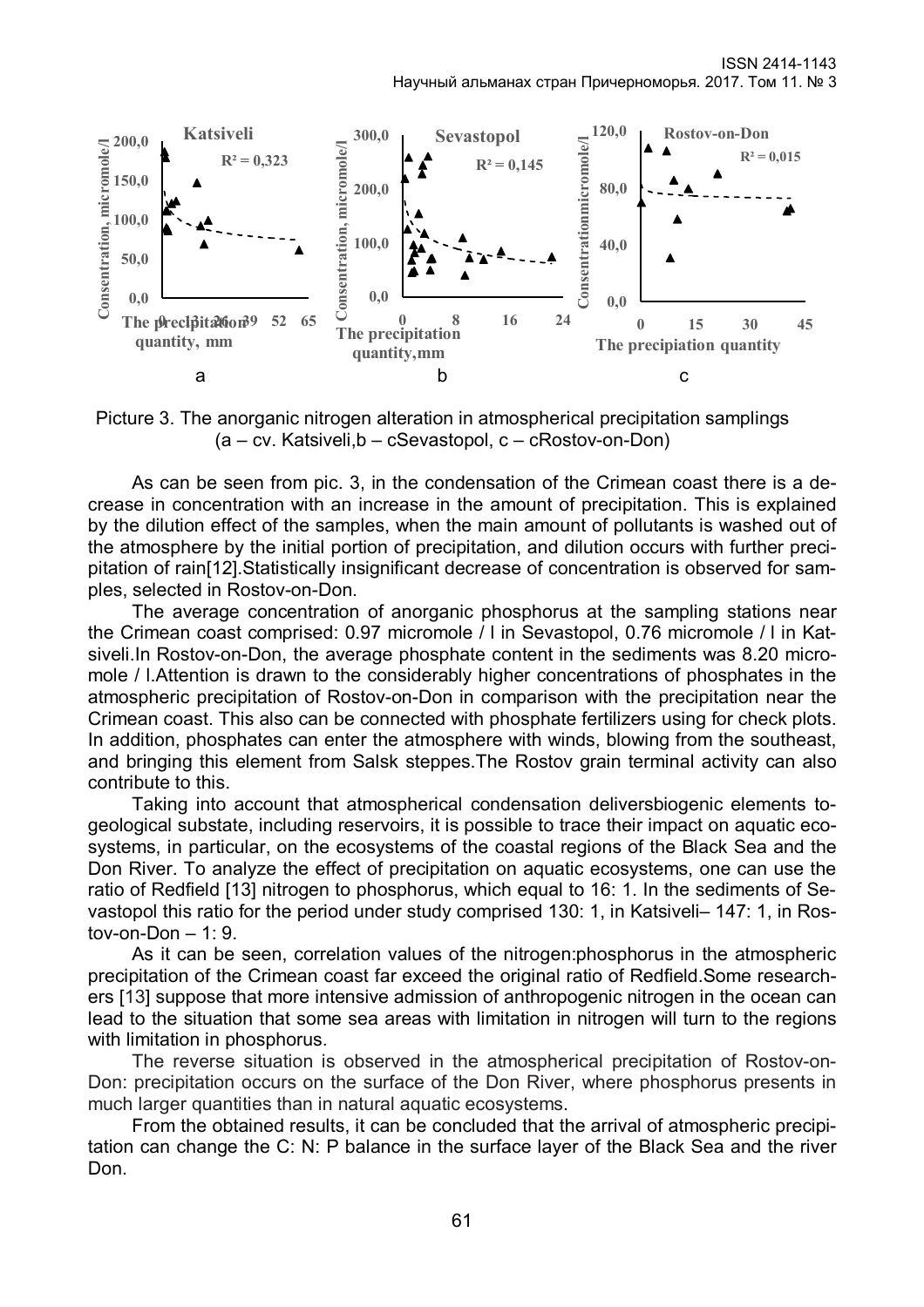Picture 3. The anorganic nitrogen alteration in atmospherical precipitation samplings (a – cv. Katsiveli,b – cSevastopol, c – cRostov-on-Don)

As can be seen from pic. 3, in the condensation of the Crimean coast there is a decrease in concentration with an increase in the amount of precipitation. This is explained by the dilution effect of the samples, when the main amount of pollutants is washed out of the atmosphere by the initial portion of precipitation, and dilution occurs with further precipitation of rain[12].Statistically insignificant decrease of concentration is observed for samples, selected in Rostov-on-Don.

The average concentration of anorganic phosphorus at the sampling stations near the Crimean coast comprised: 0.97 micromole / l in Sevastopol, 0.76 micromole / l in Katsiveli.In Rostov-on-Don, the average phosphate content in the sediments was 8.20 micromole / l.Attention is drawn to the considerably higher concentrations of phosphates in the atmospheric precipitation of Rostov-on-Don in comparison with the precipitation near the Crimean coast. This also can be connected with phosphate fertilizers using for check plots. In addition, phosphates can enter the atmosphere with winds, blowing from the southeast, and bringing this element from Salsk steppes.The Rostov grain terminal activity can also contribute to this.

Taking into account that atmospherical condensation deliversbiogenic elements to geological substate, including reservoirs, it is possible to trace their impact on aquatic ecosystems, in particular, on the ecosystems of the coastal regions of the Black Sea and the Don River. To analyze the effect of precipitation on aquatic ecosystems, one can use the ratio of Redfield [13] nitrogen to phosphorus, which equal to 16: 1. In the sediments of Sevastopol this ratio for the period under study comprised 130: 1, in Katsiveli– 147: 1, in Rostov-on-Don – 1: 9.

As it can be seen, correlation values of the nitrogen:phosphorus in the atmospheric precipitation of the Crimean coast far exceed the original ratio of Redfield.Some researchers [13] suppose that more intensive admission of anthropogenic nitrogen in the ocean can lead to the situation that some sea areas with limitation in nitrogen will turn to the regions with limitation in phosphorus.

The reverse situation is observed in the atmospherical precipitation of Rostov-on-Don: precipitation occurs on the surface of the Don River, where phosphorus presents in much larger quantities than in natural aquatic ecosystems.

From the obtained results, it can be concluded that the arrival of atmospheric precipitation can change the C: N: P balance in the surface layer of the Black Sea and the river Don.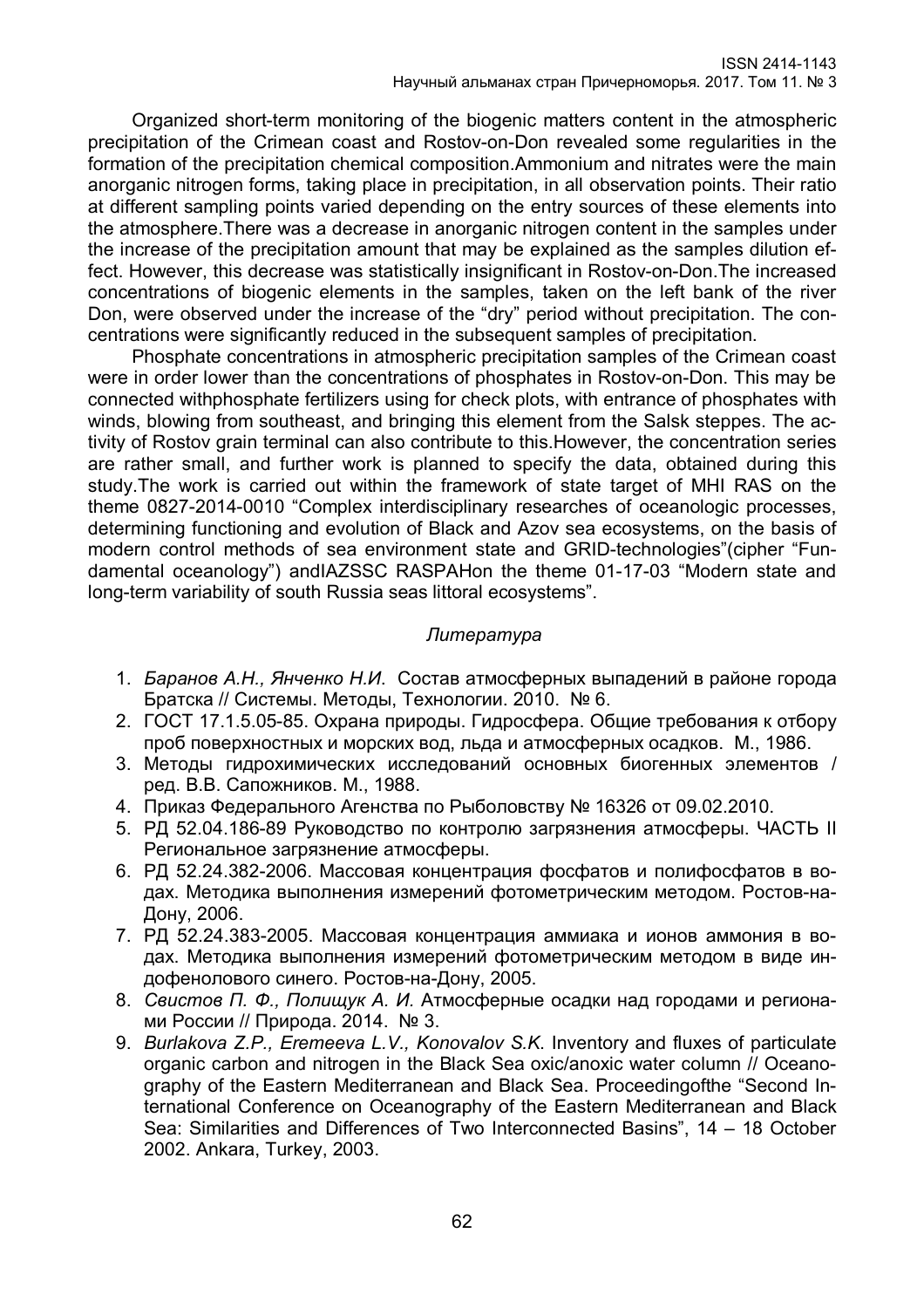Organized short-term monitoring of the biogenic matters content in the atmospheric precipitation of the Crimean coast and Rostov-on-Don revealed some regularities in the formation of the precipitation chemical composition.Ammonium and nitrates were the main anorganic nitrogen forms, taking place in precipitation, in all observation points. Their ratio at different sampling points varied depending on the entry sources of these elements into the atmosphere.There was a decrease in anorganic nitrogen content in the samples under the increase of the precipitation amount that may be explained as the samples dilution effect. However, this decrease was statistically insignificant in Rostov-on-Don.The increased concentrations of biogenic elements in the samples, taken on the left bank of the river Don, were observed under the increase of the "dry" period without precipitation. The concentrations were significantly reduced in the subsequent samples of precipitation.

Phosphate concentrations in atmospheric precipitation samples of the Crimean coast were in order lower than the concentrations of phosphates in Rostov-on-Don. This may be connected withphosphate fertilizers using for check plots, with entrance of phosphates with winds, blowing from southeast, and bringing this element from the Salsk steppes. The activity of Rostov grain terminal can also contribute to this.However, the concentration series are rather small, and further work is planned to specify the data, obtained during this study.The work is carried out within the framework of state target of MHI RAS on the theme 0827-2014-0010 "Complex interdisciplinary researches of oceanologic processes, determining functioning and evolution of Black and Azov sea ecosystems, on the basis of modern control methods of sea environment state and GRID-technologies"(cipher "Fundamental oceanology") andIAZSSC RASPAHon the theme 01-17-03 "Modern state and long-term variability of south Russia seas littoral ecosystems".

*Литература*

1. *Баранов А.Н., Янченко Н.И.* Состав атмосферных выпадений в районе города Братска // Системы. Методы, Технологии. 2010. № 6.
2. ГОСТ 17.1.5.05-85. Охрана природы. Гидросфера. Общие требования к отбору проб поверхностных и морских вод, льда и атмосферных осадков. М., 1986.
3. Методы гидрохимических исследований основных биогенных элементов / ред. В.В. Сапожников. М., 1988.
4. Приказ Федерального Агенства по Рыболовству № 16326 от 09.02.2010.
5. РД 52.04.186-89 Руководство по контролю загрязнения атмосферы. ЧАСТЬ II Региональное загрязнение атмосферы.
6. РД 52.24.382-2006. Массовая концентрация фосфатов и полифосфатов в водах. Методика выполнения измерений фотометрическим методом. Ростов-на-Дону, 2006.
7. РД 52.24.383-2005. Массовая концентрация аммиака и ионов аммония в водах. Методика выполнения измерений фотометрическим методом в виде индофенолового синего. Ростов-на-Дону, 2005.
8. *Свистов П. Ф., Полищук А. И.* Атмосферные осадки над городами и регионами России // Природа. 2014. № 3.
9. *Burlakova Z.P., Eremeeva L.V., Konovalov S.K.* Inventory and fluxes of particulate organic carbon and nitrogen in the Black Sea oxic/anoxic water column // Oceanography of the Eastern Mediterranean and Black Sea. Proceedingofthe "Second International Conference on Oceanography of the Eastern Mediterranean and Black Sea: Similarities and Differences of Two Interconnected Basins", 14 – 18 October 2002. Ankara, Turkey, 2003.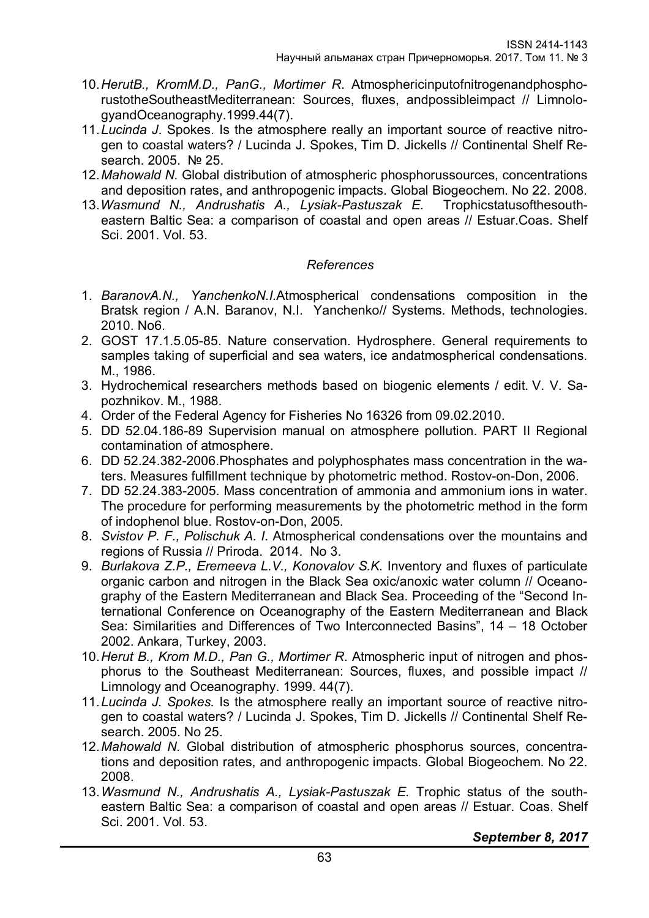10. *HerutB., KromM.D., PanG., Mortimer R.* Atmosphericinputofnitrogenandphosphorustothe­SoutheastMediterranean: Sources, fluxes, andpossibleimpact // LimnologyandOceanography.1999.44(7).
11. *Lucinda J*. Spokes. Is the atmosphere really an important source of reactive nitrogen to coastal waters? / Lucinda J. Spokes, Tim D. Jickells // Continental Shelf Research. 2005. № 25.
12. *Mahowald N.* Global distribution of atmospheric phosphorussources, concentrations and deposition rates, and anthropogenic impacts. Global Biogeochem. No 22. 2008.
13. *Wasmund N., Andrushatis A., Lysiak-Pastuszak E.* Trophicstatusofthesoutheastern Baltic Sea: a comparison of coastal and open areas // Estuar.Coas. Shelf Sci. 2001. Vol. 53.

*References*

1. *BaranovA.N., YanchenkoN.I.*Atmospherical condensations composition in the Bratsk region / A.N. Baranov, N.I. Yanchenko// Systems. Methods, technologies. 2010. No6.
2. GOST 17.1.5.05-85. Nature conservation. Hydrosphere. General requirements to samples taking of superficial and sea waters, ice andatmospherical condensations. M., 1986.
3. Hydrochemical researchers methods based on biogenic elements / edit. V. V. Sapozhnikov. M., 1988.
4. Order of the Federal Agency for Fisheries No 16326 from 09.02.2010.
5. DD 52.04.186-89 Supervision manual on atmosphere pollution. PART II Regional contamination of atmosphere.
6. DD 52.24.382-2006.Phosphates and polyphosphates mass concentration in the waters. Measures fulfillment technique by photometric method. Rostov-on-Don, 2006.
7. DD 52.24.383-2005. Mass concentration of ammonia and ammonium ions in water. The procedure for performing measurements by the photometric method in the form of indophenol blue. Rostov-on-Don, 2005.
8. *Svistov P. F., Polischuk A. I*. Atmospherical condensations over the mountains and regions of Russia // Priroda. 2014. No 3.
9. *Burlakova Z.P., Eremeeva L.V., Konovalov S.K*. Inventory and fluxes of particulate organic carbon and nitrogen in the Black Sea oxic/anoxic water column // Oceanography of the Eastern Mediterranean and Black Sea. Proceeding of the “Second International Conference on Oceanography of the Eastern Mediterranean and Black Sea: Similarities and Differences of Two Interconnected Basins”, 14 – 18 October 2002. Ankara, Turkey, 2003.
10. *Herut B., Krom M.D., Pan G., Mortimer R*. Atmospheric input of nitrogen and phosphorus to the Southeast Mediterranean: Sources, fluxes, and possible impact // Limnology and Oceanography. 1999. 44(7).
11. *Lucinda J. Spokes.* Is the atmosphere really an important source of reactive nitrogen to coastal waters? / Lucinda J. Spokes, Tim D. Jickells // Continental Shelf Research. 2005. No 25.
12. *Mahowald N.* Global distribution of atmospheric phosphorus sources, concentrations and deposition rates, and anthropogenic impacts. Global Biogeochem. No 22. 2008.
13. *Wasmund N., Andrushatis A., Lysiak-Pastuszak E.* Trophic status of the southeastern Baltic Sea: a comparison of coastal and open areas // Estuar. Coas. Shelf Sci. 2001. Vol. 53.

***September 8, 2017***